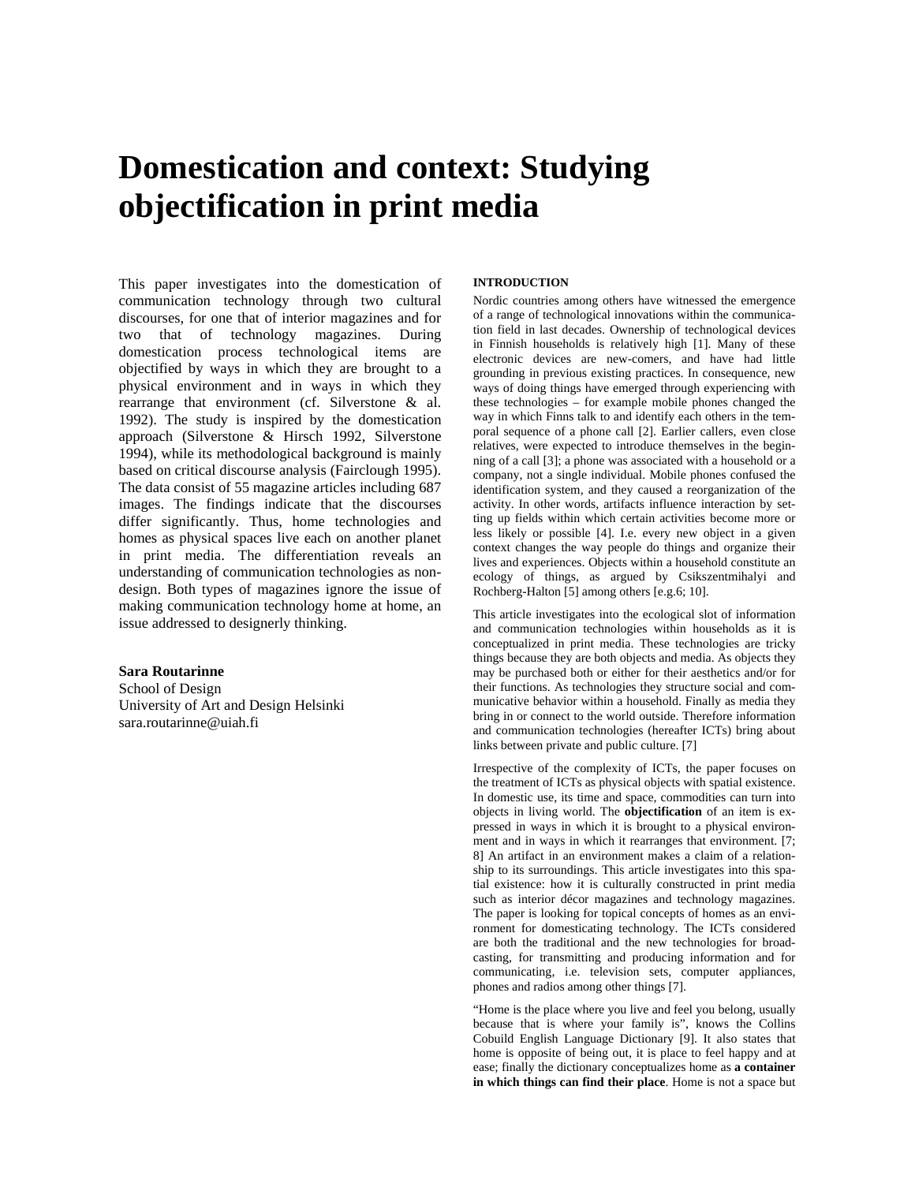# Domestication and context: Studying objectification in print media

This paper investigates into the domestication of communication technology through two cultural discourses, for one that of interior magazines and for two that of technology magazines. During domestication process technological items are objectified by ways in which they are brought to a physical environment and in ways in which they rearrange that environment (cf. Silverstone & al. 1992). The study is inspired by the domestication approach (Silverstone & Hirsch 1992, Silverstone 1994), while its methodological background is mainly based on critical discourse analysis (Fairclough 1995). The data consist of 55 magazine articles including 687 images. The findings indicate that the discourses differ significantly. Thus, home technologies and homes as physical spaces live each on another planet in print media. The differentiation reveals an understanding of communication technologies as non-design. Both types of magazines ignore the issue of making communication technology home at home, an issue addressed to designerly thinking.

**Sara Routarinne**
School of Design
University of Art and Design Helsinki
sara.routarinne@uiah.fi

## INTRODUCTION

Nordic countries among others have witnessed the emergence of a range of technological innovations within the communication field in last decades. Ownership of technological devices in Finnish households is relatively high [1]. Many of these electronic devices are new-comers, and have had little grounding in previous existing practices. In consequence, new ways of doing things have emerged through experiencing with these technologies – for example mobile phones changed the way in which Finns talk to and identify each others in the temporal sequence of a phone call [2]. Earlier callers, even close relatives, were expected to introduce themselves in the beginning of a call [3]; a phone was associated with a household or a company, not a single individual. Mobile phones confused the identification system, and they caused a reorganization of the activity. In other words, artifacts influence interaction by setting up fields within which certain activities become more or less likely or possible [4]. I.e. every new object in a given context changes the way people do things and organize their lives and experiences. Objects within a household constitute an ecology of things, as argued by Csikszentmihalyi and Rochberg-Halton [5] among others [e.g.6; 10].

This article investigates into the ecological slot of information and communication technologies within households as it is conceptualized in print media. These technologies are tricky things because they are both objects and media. As objects they may be purchased both or either for their aesthetics and/or for their functions. As technologies they structure social and communicative behavior within a household. Finally as media they bring in or connect to the world outside. Therefore information and communication technologies (hereafter ICTs) bring about links between private and public culture. [7]

Irrespective of the complexity of ICTs, the paper focuses on the treatment of ICTs as physical objects with spatial existence. In domestic use, its time and space, commodities can turn into objects in living world. The **objectification** of an item is expressed in ways in which it is brought to a physical environment and in ways in which it rearranges that environment. [7; 8] An artifact in an environment makes a claim of a relationship to its surroundings. This article investigates into this spatial existence: how it is culturally constructed in print media such as interior décor magazines and technology magazines. The paper is looking for topical concepts of homes as an environment for domesticating technology. The ICTs considered are both the traditional and the new technologies for broadcasting, for transmitting and producing information and for communicating, i.e. television sets, computer appliances, phones and radios among other things [7].

"Home is the place where you live and feel you belong, usually because that is where your family is", knows the Collins Cobuild English Language Dictionary [9]. It also states that home is opposite of being out, it is place to feel happy and at ease; finally the dictionary conceptualizes home as **a container in which things can find their place**. Home is not a space but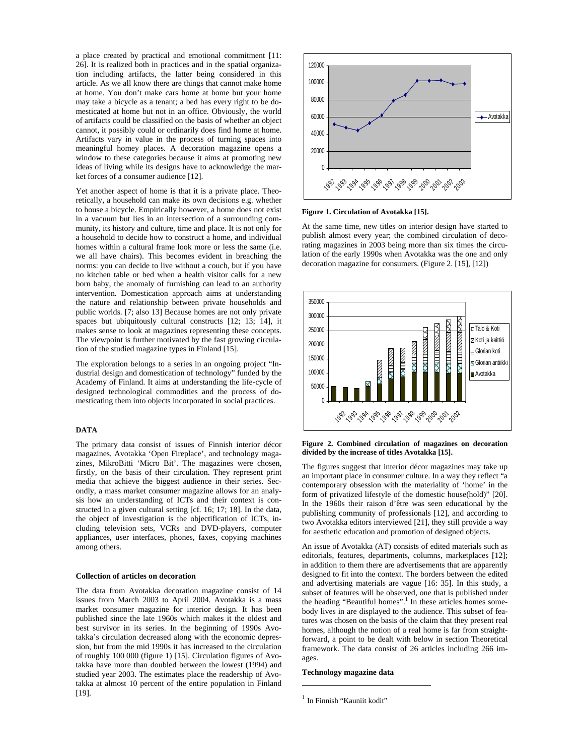a place created by practical and emotional commitment [11: 26]. It is realized both in practices and in the spatial organization including artifacts, the latter being considered in this article. As we all know there are things that cannot make home at home. You don't make cars home at home but your home may take a bicycle as a tenant; a bed has every right to be domesticated at home but not in an office. Obviously, the world of artifacts could be classified on the basis of whether an object cannot, it possibly could or ordinarily does find home at home. Artifacts vary in value in the process of turning spaces into meaningful homey places. A decoration magazine opens a window to these categories because it aims at promoting new ideas of living while its designs have to acknowledge the market forces of a consumer audience [12].

Yet another aspect of home is that it is a private place. Theoretically, a household can make its own decisions e.g. whether to house a bicycle. Empirically however, a home does not exist in a vacuum but lies in an intersection of a surrounding community, its history and culture, time and place. It is not only for a household to decide how to construct a home, and individual homes within a cultural frame look more or less the same (i.e. we all have chairs). This becomes evident in breaching the norms: you can decide to live without a couch, but if you have no kitchen table or bed when a health visitor calls for a new born baby, the anomaly of furnishing can lead to an authority intervention. Domestication approach aims at understanding the nature and relationship between private households and public worlds. [7; also 13] Because homes are not only private spaces but ubiquitously cultural constructs [12; 13; 14], it makes sense to look at magazines representing these concepts. The viewpoint is further motivated by the fast growing circulation of the studied magazine types in Finland [15].

The exploration belongs to a series in an ongoing project "Industrial design and domestication of technology" funded by the Academy of Finland. It aims at understanding the life-cycle of designed technological commodities and the process of domesticating them into objects incorporated in social practices.

## DATA

The primary data consist of issues of Finnish interior décor magazines, Avotakka 'Open Fireplace', and technology magazines, MikroBitti 'Micro Bit'. The magazines were chosen, firstly, on the basis of their circulation. They represent print media that achieve the biggest audience in their series. Secondly, a mass market consumer magazine allows for an analysis how an understanding of ICTs and their context is constructed in a given cultural setting [cf. 16; 17; 18]. In the data, the object of investigation is the objectification of ICTs, including television sets, VCRs and DVD-players, computer appliances, user interfaces, phones, faxes, copying machines among others.

### Collection of articles on decoration

The data from Avotakka decoration magazine consist of 14 issues from March 2003 to April 2004. Avotakka is a mass market consumer magazine for interior design. It has been published since the late 1960s which makes it the oldest and best survivor in its series. In the beginning of 1990s Avotakka's circulation decreased along with the economic depression, but from the mid 1990s it has increased to the circulation of roughly 100 000 (figure 1) [15]. Circulation figures of Avotakka have more than doubled between the lowest (1994) and studied year 2003. The estimates place the readership of Avotakka at almost 10 percent of the entire population in Finland [19].

**Figure 1. Circulation of Avotakka [15].**

At the same time, new titles on interior design have started to publish almost every year; the combined circulation of decorating magazines in 2003 being more than six times the circulation of the early 1990s when Avotakka was the one and only decoration magazine for consumers. (Figure 2. [15], [12])

**Figure 2. Combined circulation of magazines on decoration divided by the increase of titles Avotakka [15].**

The figures suggest that interior décor magazines may take up an important place in consumer culture. In a way they reflect "a contemporary obsession with the materiality of 'home' in the form of privatized lifestyle of the domestic house(hold)" [20]. In the 1960s their raison d'être was seen educational by the publishing community of professionals [12], and according to two Avotakka editors interviewed [21], they still provide a way for aesthetic education and promotion of designed objects.

An issue of Avotakka (AT) consists of edited materials such as editorials, features, departments, columns, marketplaces [12]; in addition to them there are advertisements that are apparently designed to fit into the context. The borders between the edited and advertising materials are vague [16: 35]. In this study, a subset of features will be observed, one that is published under the heading "Beautiful homes".[1] In these articles homes somebody lives in are displayed to the audience. This subset of features was chosen on the basis of the claim that they present real homes, although the notion of a real home is far from straightforward, a point to be dealt with below in section Theoretical framework. The data consist of 26 articles including 266 images.

### Technology magazine data

[1] In Finnish "Kauniit kodit"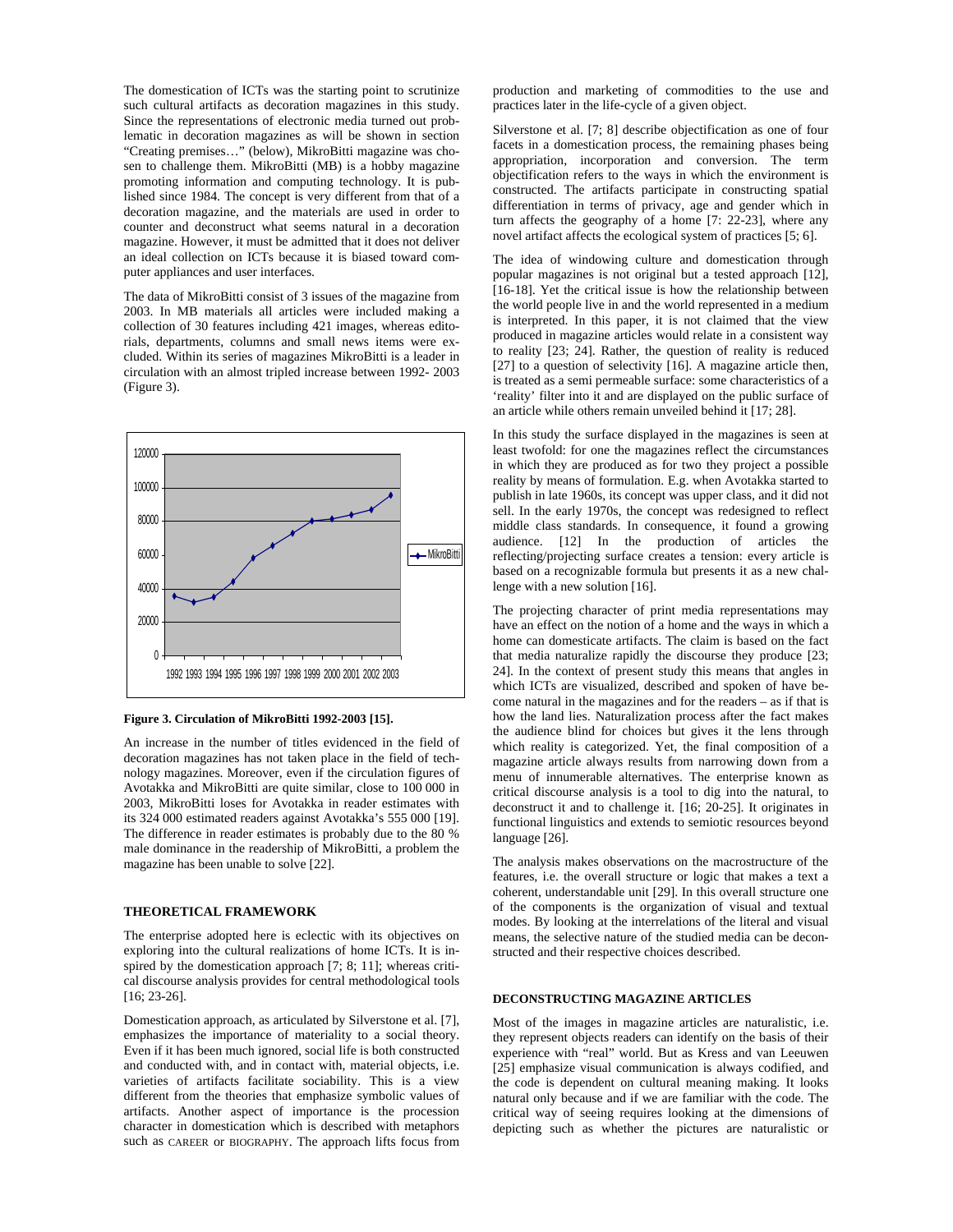The domestication of ICTs was the starting point to scrutinize such cultural artifacts as decoration magazines in this study. Since the representations of electronic media turned out problematic in decoration magazines as will be shown in section "Creating premises…" (below), MikroBitti magazine was chosen to challenge them. MikroBitti (MB) is a hobby magazine promoting information and computing technology. It is published since 1984. The concept is very different from that of a decoration magazine, and the materials are used in order to counter and deconstruct what seems natural in a decoration magazine. However, it must be admitted that it does not deliver an ideal collection on ICTs because it is biased toward computer appliances and user interfaces.

The data of MikroBitti consist of 3 issues of the magazine from 2003. In MB materials all articles were included making a collection of 30 features including 421 images, whereas editorials, departments, columns and small news items were excluded. Within its series of magazines MikroBitti is a leader in circulation with an almost tripled increase between 1992- 2003 (Figure 3).

**Figure 3. Circulation of MikroBitti 1992-2003 [15].**

An increase in the number of titles evidenced in the field of decoration magazines has not taken place in the field of technology magazines. Moreover, even if the circulation figures of Avotakka and MikroBitti are quite similar, close to 100 000 in 2003, MikroBitti loses for Avotakka in reader estimates with its 324 000 estimated readers against Avotakka's 555 000 [19]. The difference in reader estimates is probably due to the 80 % male dominance in the readership of MikroBitti, a problem the magazine has been unable to solve [22].

## THEORETICAL FRAMEWORK

The enterprise adopted here is eclectic with its objectives on exploring into the cultural realizations of home ICTs. It is inspired by the domestication approach [7; 8; 11]; whereas critical discourse analysis provides for central methodological tools [16; 23-26].

Domestication approach, as articulated by Silverstone et al. [7], emphasizes the importance of materiality to a social theory. Even if it has been much ignored, social life is both constructed and conducted with, and in contact with, material objects, i.e. varieties of artifacts facilitate sociability. This is a view different from the theories that emphasize symbolic values of artifacts. Another aspect of importance is the procession character in domestication which is described with metaphors such as CAREER or BIOGRAPHY. The approach lifts focus from production and marketing of commodities to the use and practices later in the life-cycle of a given object.

Silverstone et al. [7; 8] describe objectification as one of four facets in a domestication process, the remaining phases being appropriation, incorporation and conversion. The term objectification refers to the ways in which the environment is constructed. The artifacts participate in constructing spatial differentiation in terms of privacy, age and gender which in turn affects the geography of a home [7: 22-23], where any novel artifact affects the ecological system of practices [5; 6].

The idea of windowing culture and domestication through popular magazines is not original but a tested approach [12], [16-18]. Yet the critical issue is how the relationship between the world people live in and the world represented in a medium is interpreted. In this paper, it is not claimed that the view produced in magazine articles would relate in a consistent way to reality [23; 24]. Rather, the question of reality is reduced [27] to a question of selectivity [16]. A magazine article then, is treated as a semi permeable surface: some characteristics of a 'reality' filter into it and are displayed on the public surface of an article while others remain unveiled behind it [17; 28].

In this study the surface displayed in the magazines is seen at least twofold: for one the magazines reflect the circumstances in which they are produced as for two they project a possible reality by means of formulation. E.g. when Avotakka started to publish in late 1960s, its concept was upper class, and it did not sell. In the early 1970s, the concept was redesigned to reflect middle class standards. In consequence, it found a growing audience. [12] In the production of articles the reflecting/projecting surface creates a tension: every article is based on a recognizable formula but presents it as a new challenge with a new solution [16].

The projecting character of print media representations may have an effect on the notion of a home and the ways in which a home can domesticate artifacts. The claim is based on the fact that media naturalize rapidly the discourse they produce [23; 24]. In the context of present study this means that angles in which ICTs are visualized, described and spoken of have become natural in the magazines and for the readers – as if that is how the land lies. Naturalization process after the fact makes the audience blind for choices but gives it the lens through which reality is categorized. Yet, the final composition of a magazine article always results from narrowing down from a menu of innumerable alternatives. The enterprise known as critical discourse analysis is a tool to dig into the natural, to deconstruct it and to challenge it. [16; 20-25]. It originates in functional linguistics and extends to semiotic resources beyond language [26].

The analysis makes observations on the macrostructure of the features, i.e. the overall structure or logic that makes a text a coherent, understandable unit [29]. In this overall structure one of the components is the organization of visual and textual modes. By looking at the interrelations of the literal and visual means, the selective nature of the studied media can be deconstructed and their respective choices described.

## DECONSTRUCTING MAGAZINE ARTICLES

Most of the images in magazine articles are naturalistic, i.e. they represent objects readers can identify on the basis of their experience with "real" world. But as Kress and van Leeuwen [25] emphasize visual communication is always codified, and the code is dependent on cultural meaning making. It looks natural only because and if we are familiar with the code. The critical way of seeing requires looking at the dimensions of depicting such as whether the pictures are naturalistic or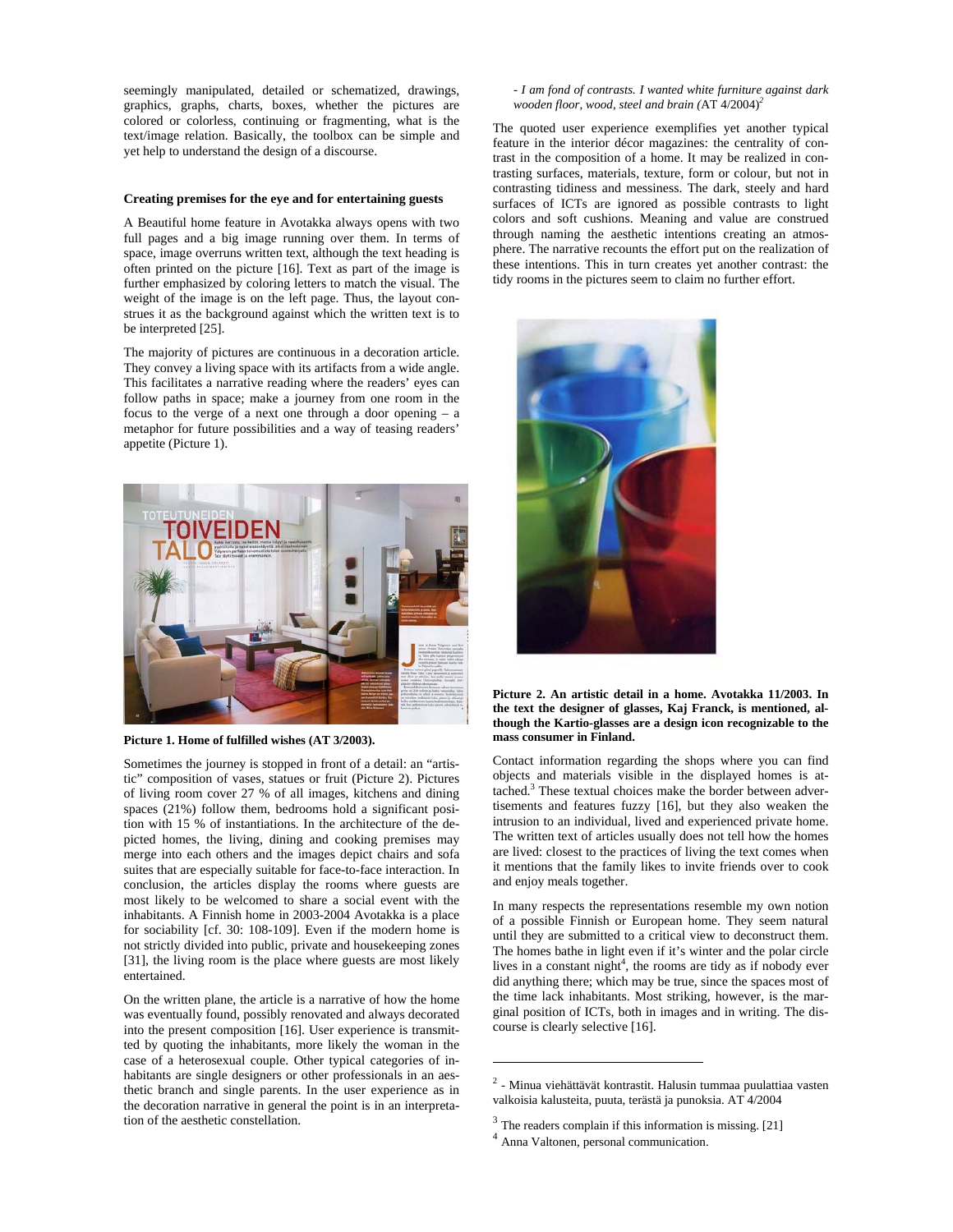seemingly manipulated, detailed or schematized, drawings, graphics, graphs, charts, boxes, whether the pictures are colored or colorless, continuing or fragmenting, what is the text/image relation. Basically, the toolbox can be simple and yet help to understand the design of a discourse.

### Creating premises for the eye and for entertaining guests

A Beautiful home feature in Avotakka always opens with two full pages and a big image running over them. In terms of space, image overruns written text, although the text heading is often printed on the picture [16]. Text as part of the image is further emphasized by coloring letters to match the visual. The weight of the image is on the left page. Thus, the layout construes it as the background against which the written text is to be interpreted [25].

The majority of pictures are continuous in a decoration article. They convey a living space with its artifacts from a wide angle. This facilitates a narrative reading where the readers' eyes can follow paths in space; make a journey from one room in the focus to the verge of a next one through a door opening – a metaphor for future possibilities and a way of teasing readers' appetite (Picture 1).

**Picture 1. Home of fulfilled wishes (AT 3/2003).**

Sometimes the journey is stopped in front of a detail: an "artistic" composition of vases, statues or fruit (Picture 2). Pictures of living room cover 27 % of all images, kitchens and dining spaces (21%) follow them, bedrooms hold a significant position with 15 % of instantiations. In the architecture of the depicted homes, the living, dining and cooking premises may merge into each others and the images depict chairs and sofa suites that are especially suitable for face-to-face interaction. In conclusion, the articles display the rooms where guests are most likely to be welcomed to share a social event with the inhabitants. A Finnish home in 2003-2004 Avotakka is a place for sociability [cf. 30: 108-109]. Even if the modern home is not strictly divided into public, private and housekeeping zones [31], the living room is the place where guests are most likely entertained.

On the written plane, the article is a narrative of how the home was eventually found, possibly renovated and always decorated into the present composition [16]. User experience is transmitted by quoting the inhabitants, more likely the woman in the case of a heterosexual couple. Other typical categories of inhabitants are single designers or other professionals in an aesthetic branch and single parents. In the user experience as in the decoration narrative in general the point is in an interpretation of the aesthetic constellation.

*- I am fond of contrasts. I wanted white furniture against dark wooden floor, wood, steel and brain* (AT 4/2004)[2]

The quoted user experience exemplifies yet another typical feature in the interior décor magazines: the centrality of contrast in the composition of a home. It may be realized in contrasting surfaces, materials, texture, form or colour, but not in contrasting tidiness and messiness. The dark, steely and hard surfaces of ICTs are ignored as possible contrasts to light colors and soft cushions. Meaning and value are construed through naming the aesthetic intentions creating an atmosphere. The narrative recounts the effort put on the realization of these intentions. This in turn creates yet another contrast: the tidy rooms in the pictures seem to claim no further effort.

**Picture 2. An artistic detail in a home. Avotakka 11/2003. In the text the designer of glasses, Kaj Franck, is mentioned, although the Kartio-glasses are a design icon recognizable to the mass consumer in Finland.**

Contact information regarding the shops where you can find objects and materials visible in the displayed homes is attached.[3] These textual choices make the border between advertisements and features fuzzy [16], but they also weaken the intrusion to an individual, lived and experienced private home. The written text of articles usually does not tell how the homes are lived: closest to the practices of living the text comes when it mentions that the family likes to invite friends over to cook and enjoy meals together.

In many respects the representations resemble my own notion of a possible Finnish or European home. They seem natural until they are submitted to a critical view to deconstruct them. The homes bathe in light even if it's winter and the polar circle lives in a constant night[4], the rooms are tidy as if nobody ever did anything there; which may be true, since the spaces most of the time lack inhabitants. Most striking, however, is the marginal position of ICTs, both in images and in writing. The discourse is clearly selective [16].

---

[2] - Minua viehättävät kontrastit. Halusin tummaa puulattiaa vasten valkoisia kalusteita, puuta, terästä ja punoksia. AT 4/2004

[3] The readers complain if this information is missing. [21]

[4] Anna Valtonen, personal communication.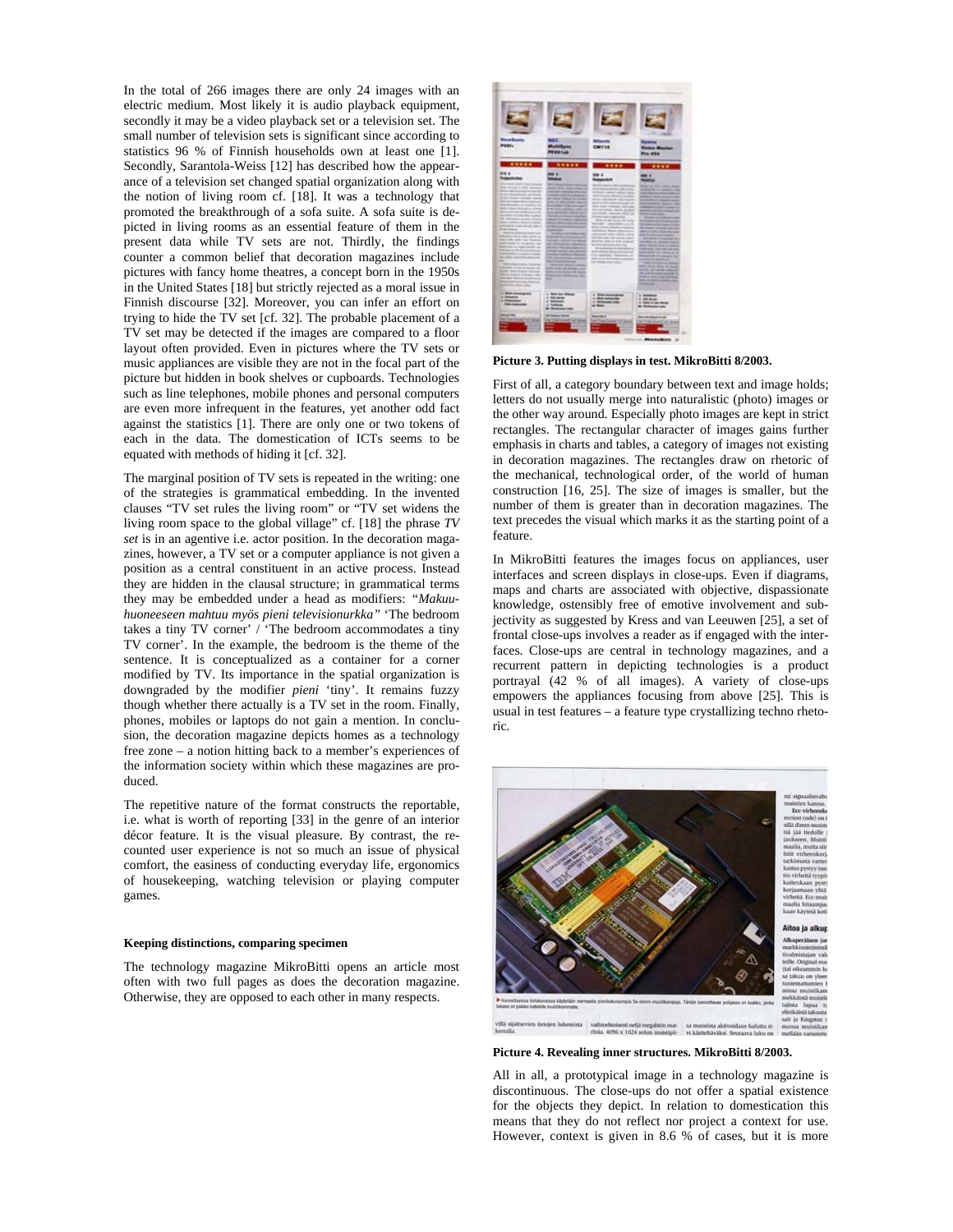In the total of 266 images there are only 24 images with an electric medium. Most likely it is audio playback equipment, secondly it may be a video playback set or a television set. The small number of television sets is significant since according to statistics 96 % of Finnish households own at least one [1]. Secondly, Sarantola-Weiss [12] has described how the appearance of a television set changed spatial organization along with the notion of living room cf. [18]. It was a technology that promoted the breakthrough of a sofa suite. A sofa suite is depicted in living rooms as an essential feature of them in the present data while TV sets are not. Thirdly, the findings counter a common belief that decoration magazines include pictures with fancy home theatres, a concept born in the 1950s in the United States [18] but strictly rejected as a moral issue in Finnish discourse [32]. Moreover, you can infer an effort on trying to hide the TV set [cf. 32]. The probable placement of a TV set may be detected if the images are compared to a floor layout often provided. Even in pictures where the TV sets or music appliances are visible they are not in the focal part of the picture but hidden in book shelves or cupboards. Technologies such as line telephones, mobile phones and personal computers are even more infrequent in the features, yet another odd fact against the statistics [1]. There are only one or two tokens of each in the data. The domestication of ICTs seems to be equated with methods of hiding it [cf. 32].

The marginal position of TV sets is repeated in the writing: one of the strategies is grammatical embedding. In the invented clauses "TV set rules the living room" or "TV set widens the living room space to the global village" cf. [18] the phrase *TV set* is in an agentive i.e. actor position. In the decoration magazines, however, a TV set or a computer appliance is not given a position as a central constituent in an active process. Instead they are hidden in the clausal structure; in grammatical terms they may be embedded under a head as modifiers: *"Makuuhuoneeseen mahtuu myös pieni televisionurkka"* 'The bedroom takes a tiny TV corner' / 'The bedroom accommodates a tiny TV corner'. In the example, the bedroom is the theme of the sentence. It is conceptualized as a container for a corner modified by TV. Its importance in the spatial organization is downgraded by the modifier *pieni* 'tiny'. It remains fuzzy though whether there actually is a TV set in the room. Finally, phones, mobiles or laptops do not gain a mention. In conclusion, the decoration magazine depicts homes as a technology free zone – a notion hitting back to a member's experiences of the information society within which these magazines are produced.

The repetitive nature of the format constructs the reportable, i.e. what is worth of reporting [33] in the genre of an interior décor feature. It is the visual pleasure. By contrast, the recounted user experience is not so much an issue of physical comfort, the easiness of conducting everyday life, ergonomics of housekeeping, watching television or playing computer games.

**Keeping distinctions, comparing specimen**

The technology magazine MikroBitti opens an article most often with two full pages as does the decoration magazine. Otherwise, they are opposed to each other in many respects.

**Picture 3. Putting displays in test. MikroBitti 8/2003.**

First of all, a category boundary between text and image holds; letters do not usually merge into naturalistic (photo) images or the other way around. Especially photo images are kept in strict rectangles. The rectangular character of images gains further emphasis in charts and tables, a category of images not existing in decoration magazines. The rectangles draw on rhetoric of the mechanical, technological order, of the world of human construction [16, 25]. The size of images is smaller, but the number of them is greater than in decoration magazines. The text precedes the visual which marks it as the starting point of a feature.

In MikroBitti features the images focus on appliances, user interfaces and screen displays in close-ups. Even if diagrams, maps and charts are associated with objective, dispassionate knowledge, ostensibly free of emotive involvement and subjectivity as suggested by Kress and van Leeuwen [25], a set of frontal close-ups involves a reader as if engaged with the interfaces. Close-ups are central in technology magazines, and a recurrent pattern in depicting technologies is a product portrayal (42 % of all images). A variety of close-ups empowers the appliances focusing from above [25]. This is usual in test features – a feature type crystallizing techno rhetoric.

**Picture 4. Revealing inner structures. MikroBitti 8/2003.**

All in all, a prototypical image in a technology magazine is discontinuous. The close-ups do not offer a spatial existence for the objects they depict. In relation to domestication this means that they do not reflect nor project a context for use. However, context is given in 8.6 % of cases, but it is more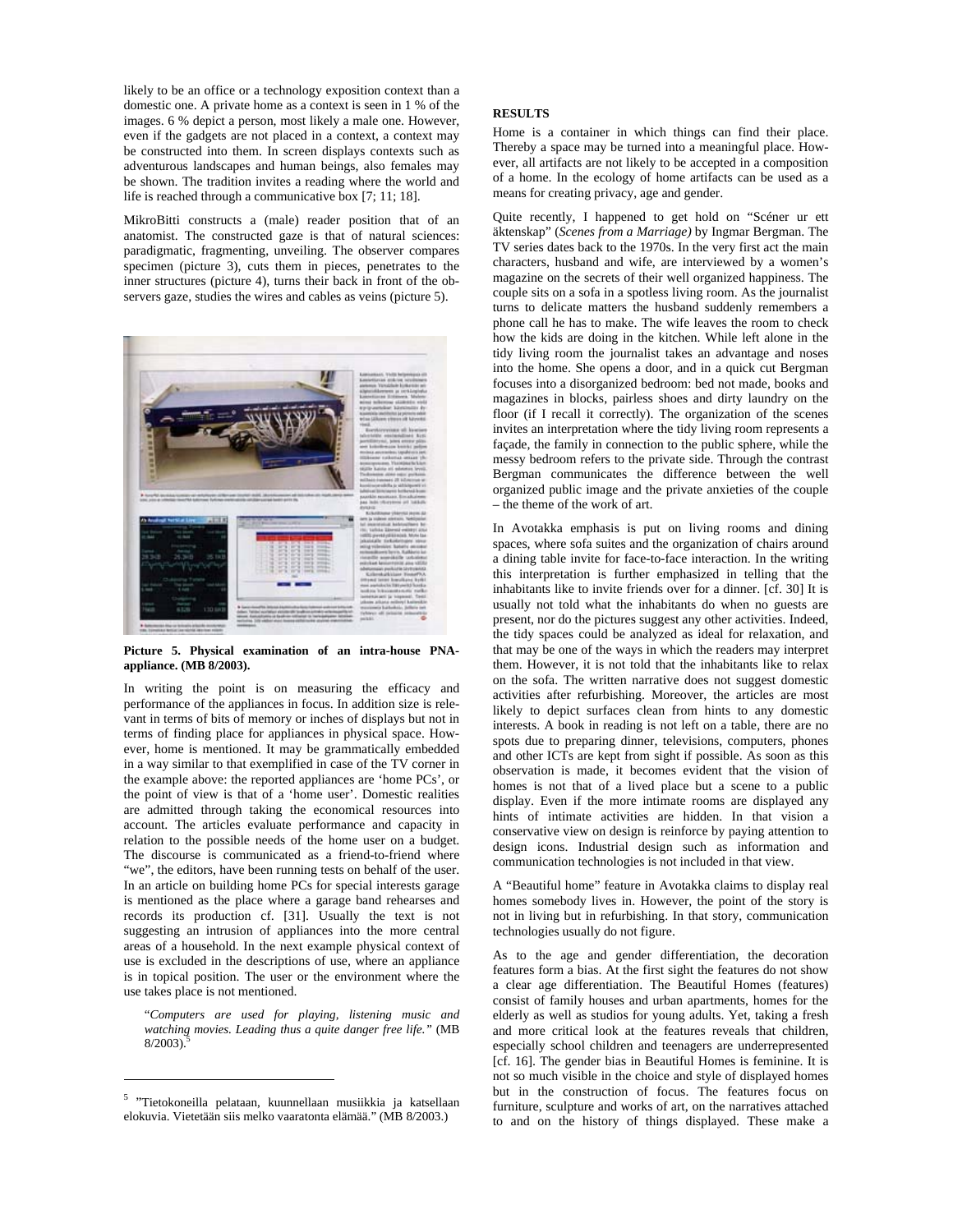likely to be an office or a technology exposition context than a domestic one. A private home as a context is seen in 1 % of the images. 6 % depict a person, most likely a male one. However, even if the gadgets are not placed in a context, a context may be constructed into them. In screen displays contexts such as adventurous landscapes and human beings, also females may be shown. The tradition invites a reading where the world and life is reached through a communicative box [7; 11; 18].

MikroBitti constructs a (male) reader position that of an anatomist. The constructed gaze is that of natural sciences: paradigmatic, fragmenting, unveiling. The observer compares specimen (picture 3), cuts them in pieces, penetrates to the inner structures (picture 4), turns their back in front of the observers gaze, studies the wires and cables as veins (picture 5).

**Picture 5. Physical examination of an intra-house PNA-appliance. (MB 8/2003).**

In writing the point is on measuring the efficacy and performance of the appliances in focus. In addition size is relevant in terms of bits of memory or inches of displays but not in terms of finding place for appliances in physical space. However, home is mentioned. It may be grammatically embedded in a way similar to that exemplified in case of the TV corner in the example above: the reported appliances are 'home PCs', or the point of view is that of a 'home user'. Domestic realities are admitted through taking the economical resources into account. The articles evaluate performance and capacity in relation to the possible needs of the home user on a budget. The discourse is communicated as a friend-to-friend where "we", the editors, have been running tests on behalf of the user. In an article on building home PCs for special interests garage is mentioned as the place where a garage band rehearses and records its production cf. [31]. Usually the text is not suggesting an intrusion of appliances into the more central areas of a household. In the next example physical context of use is excluded in the descriptions of use, where an appliance is in topical position. The user or the environment where the use takes place is not mentioned.

> "*Computers are used for playing, listening music and watching movies. Leading thus a quite danger free life."* (MB 8/2003).[5]

[5] "Tietokoneilla pelataan, kuunnellaan musiikkia ja katsellaan elokuvia. Vietetään siis melko vaaratonta elämää." (MB 8/2003.)

## RESULTS

Home is a container in which things can find their place. Thereby a space may be turned into a meaningful place. However, all artifacts are not likely to be accepted in a composition of a home. In the ecology of home artifacts can be used as a means for creating privacy, age and gender.

Quite recently, I happened to get hold on "Scéner ur ett äktenskap" (*Scenes from a Marriage)* by Ingmar Bergman. The TV series dates back to the 1970s. In the very first act the main characters, husband and wife, are interviewed by a women's magazine on the secrets of their well organized happiness. The couple sits on a sofa in a spotless living room. As the journalist turns to delicate matters the husband suddenly remembers a phone call he has to make. The wife leaves the room to check how the kids are doing in the kitchen. While left alone in the tidy living room the journalist takes an advantage and noses into the home. She opens a door, and in a quick cut Bergman focuses into a disorganized bedroom: bed not made, books and magazines in blocks, pairless shoes and dirty laundry on the floor (if I recall it correctly). The organization of the scenes invites an interpretation where the tidy living room represents a façade, the family in connection to the public sphere, while the messy bedroom refers to the private side. Through the contrast Bergman communicates the difference between the well organized public image and the private anxieties of the couple – the theme of the work of art.

In Avotakka emphasis is put on living rooms and dining spaces, where sofa suites and the organization of chairs around a dining table invite for face-to-face interaction. In the writing this interpretation is further emphasized in telling that the inhabitants like to invite friends over for a dinner. [cf. 30] It is usually not told what the inhabitants do when no guests are present, nor do the pictures suggest any other activities. Indeed, the tidy spaces could be analyzed as ideal for relaxation, and that may be one of the ways in which the readers may interpret them. However, it is not told that the inhabitants like to relax on the sofa. The written narrative does not suggest domestic activities after refurbishing. Moreover, the articles are most likely to depict surfaces clean from hints to any domestic interests. A book in reading is not left on a table, there are no spots due to preparing dinner, televisions, computers, phones and other ICTs are kept from sight if possible. As soon as this observation is made, it becomes evident that the vision of homes is not that of a lived place but a scene to a public display. Even if the more intimate rooms are displayed any hints of intimate activities are hidden. In that vision a conservative view on design is reinforce by paying attention to design icons. Industrial design such as information and communication technologies is not included in that view.

A "Beautiful home" feature in Avotakka claims to display real homes somebody lives in. However, the point of the story is not in living but in refurbishing. In that story, communication technologies usually do not figure.

As to the age and gender differentiation, the decoration features form a bias. At the first sight the features do not show a clear age differentiation. The Beautiful Homes (features) consist of family houses and urban apartments, homes for the elderly as well as studios for young adults. Yet, taking a fresh and more critical look at the features reveals that children, especially school children and teenagers are underrepresented [cf. 16]. The gender bias in Beautiful Homes is feminine. It is not so much visible in the choice and style of displayed homes but in the construction of focus. The features focus on furniture, sculpture and works of art, on the narratives attached to and on the history of things displayed. These make a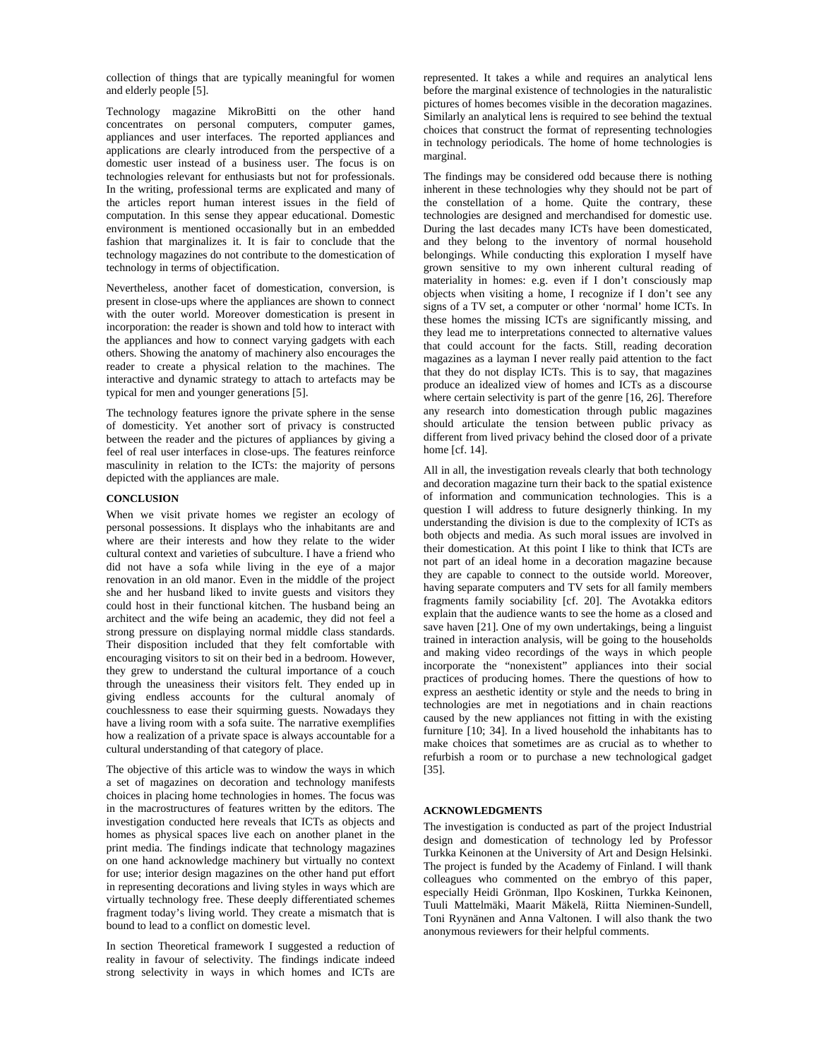collection of things that are typically meaningful for women and elderly people [5].

Technology magazine MikroBitti on the other hand concentrates on personal computers, computer games, appliances and user interfaces. The reported appliances and applications are clearly introduced from the perspective of a domestic user instead of a business user. The focus is on technologies relevant for enthusiasts but not for professionals. In the writing, professional terms are explicated and many of the articles report human interest issues in the field of computation. In this sense they appear educational. Domestic environment is mentioned occasionally but in an embedded fashion that marginalizes it. It is fair to conclude that the technology magazines do not contribute to the domestication of technology in terms of objectification.

Nevertheless, another facet of domestication, conversion, is present in close-ups where the appliances are shown to connect with the outer world. Moreover domestication is present in incorporation: the reader is shown and told how to interact with the appliances and how to connect varying gadgets with each others. Showing the anatomy of machinery also encourages the reader to create a physical relation to the machines. The interactive and dynamic strategy to attach to artefacts may be typical for men and younger generations [5].

The technology features ignore the private sphere in the sense of domesticity. Yet another sort of privacy is constructed between the reader and the pictures of appliances by giving a feel of real user interfaces in close-ups. The features reinforce masculinity in relation to the ICTs: the majority of persons depicted with the appliances are male.

## CONCLUSION

When we visit private homes we register an ecology of personal possessions. It displays who the inhabitants are and where are their interests and how they relate to the wider cultural context and varieties of subculture. I have a friend who did not have a sofa while living in the eye of a major renovation in an old manor. Even in the middle of the project she and her husband liked to invite guests and visitors they could host in their functional kitchen. The husband being an architect and the wife being an academic, they did not feel a strong pressure on displaying normal middle class standards. Their disposition included that they felt comfortable with encouraging visitors to sit on their bed in a bedroom. However, they grew to understand the cultural importance of a couch through the uneasiness their visitors felt. They ended up in giving endless accounts for the cultural anomaly of couchlessness to ease their squirming guests. Nowadays they have a living room with a sofa suite. The narrative exemplifies how a realization of a private space is always accountable for a cultural understanding of that category of place.

The objective of this article was to window the ways in which a set of magazines on decoration and technology manifests choices in placing home technologies in homes. The focus was in the macrostructures of features written by the editors. The investigation conducted here reveals that ICTs as objects and homes as physical spaces live each on another planet in the print media. The findings indicate that technology magazines on one hand acknowledge machinery but virtually no context for use; interior design magazines on the other hand put effort in representing decorations and living styles in ways which are virtually technology free. These deeply differentiated schemes fragment today's living world. They create a mismatch that is bound to lead to a conflict on domestic level.

In section Theoretical framework I suggested a reduction of reality in favour of selectivity. The findings indicate indeed strong selectivity in ways in which homes and ICTs are represented. It takes a while and requires an analytical lens before the marginal existence of technologies in the naturalistic pictures of homes becomes visible in the decoration magazines. Similarly an analytical lens is required to see behind the textual choices that construct the format of representing technologies in technology periodicals. The home of home technologies is marginal.

The findings may be considered odd because there is nothing inherent in these technologies why they should not be part of the constellation of a home. Quite the contrary, these technologies are designed and merchandised for domestic use. During the last decades many ICTs have been domesticated, and they belong to the inventory of normal household belongings. While conducting this exploration I myself have grown sensitive to my own inherent cultural reading of materiality in homes: e.g. even if I don't consciously map objects when visiting a home, I recognize if I don't see any signs of a TV set, a computer or other 'normal' home ICTs. In these homes the missing ICTs are significantly missing, and they lead me to interpretations connected to alternative values that could account for the facts. Still, reading decoration magazines as a layman I never really paid attention to the fact that they do not display ICTs. This is to say, that magazines produce an idealized view of homes and ICTs as a discourse where certain selectivity is part of the genre [16, 26]. Therefore any research into domestication through public magazines should articulate the tension between public privacy as different from lived privacy behind the closed door of a private home [cf. 14].

All in all, the investigation reveals clearly that both technology and decoration magazine turn their back to the spatial existence of information and communication technologies. This is a question I will address to future designerly thinking. In my understanding the division is due to the complexity of ICTs as both objects and media. As such moral issues are involved in their domestication. At this point I like to think that ICTs are not part of an ideal home in a decoration magazine because they are capable to connect to the outside world. Moreover, having separate computers and TV sets for all family members fragments family sociability [cf. 20]. The Avotakka editors explain that the audience wants to see the home as a closed and save haven [21]. One of my own undertakings, being a linguist trained in interaction analysis, will be going to the households and making video recordings of the ways in which people incorporate the "nonexistent" appliances into their social practices of producing homes. There the questions of how to express an aesthetic identity or style and the needs to bring in technologies are met in negotiations and in chain reactions caused by the new appliances not fitting in with the existing furniture [10; 34]. In a lived household the inhabitants has to make choices that sometimes are as crucial as to whether to refurbish a room or to purchase a new technological gadget [35].

## ACKNOWLEDGMENTS

The investigation is conducted as part of the project Industrial design and domestication of technology led by Professor Turkka Keinonen at the University of Art and Design Helsinki. The project is funded by the Academy of Finland. I will thank colleagues who commented on the embryo of this paper, especially Heidi Grönman, Ilpo Koskinen, Turkka Keinonen, Tuuli Mattelmäki, Maarit Mäkelä, Riitta Nieminen-Sundell, Toni Ryynänen and Anna Valtonen. I will also thank the two anonymous reviewers for their helpful comments.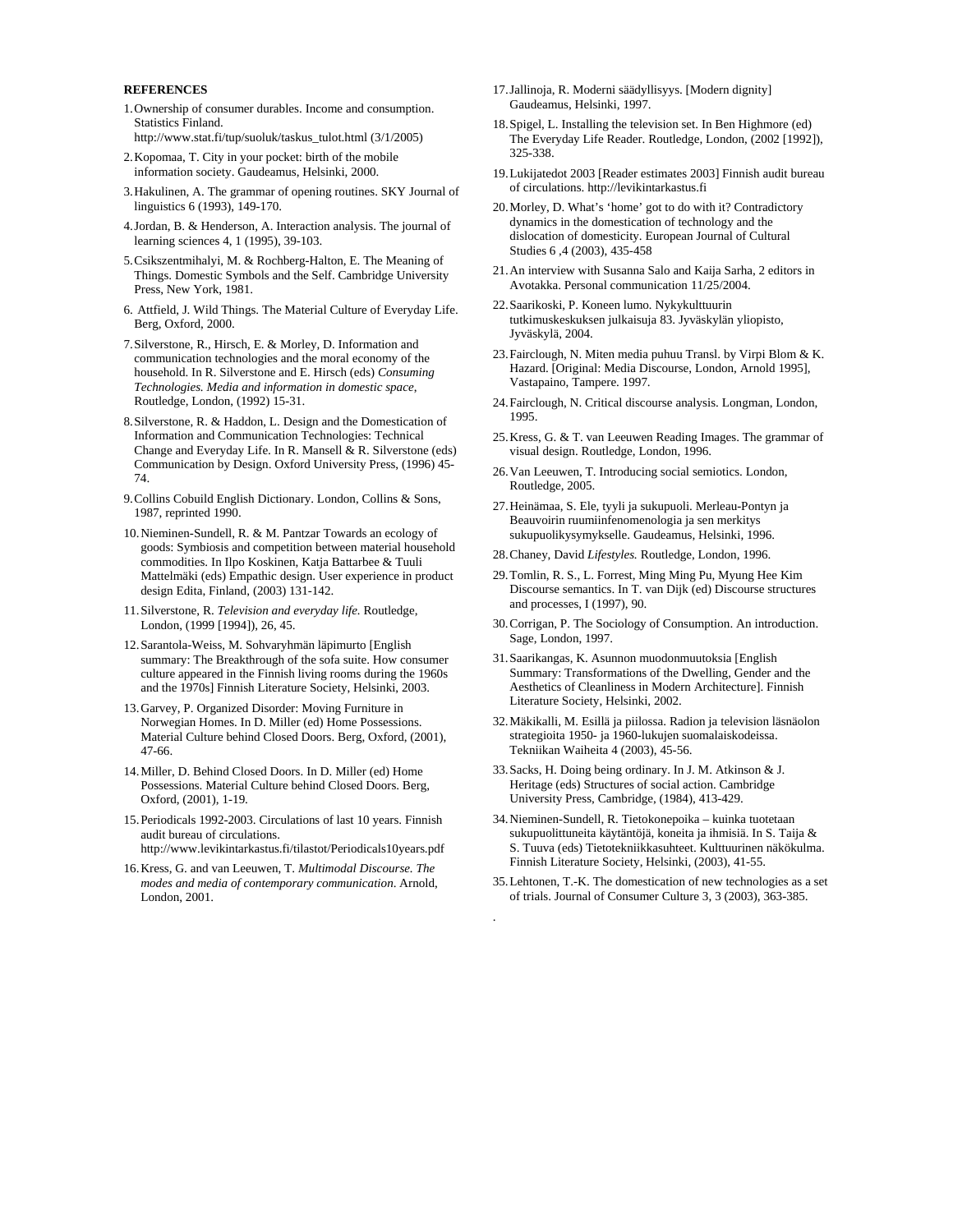**REFERENCES**

1. Ownership of consumer durables. Income and consumption. Statistics Finland. http://www.stat.fi/tup/suoluk/taskus_tulot.html (3/1/2005)
2. Kopomaa, T. City in your pocket: birth of the mobile information society. Gaudeamus, Helsinki, 2000.
3. Hakulinen, A. The grammar of opening routines. SKY Journal of linguistics 6 (1993), 149-170.
4. Jordan, B. & Henderson, A. Interaction analysis. The journal of learning sciences 4, 1 (1995), 39-103.
5. Csikszentmihalyi, M. & Rochberg-Halton, E. The Meaning of Things. Domestic Symbols and the Self. Cambridge University Press, New York, 1981.
6. Attfield, J. Wild Things. The Material Culture of Everyday Life. Berg, Oxford, 2000.
7. Silverstone, R., Hirsch, E. & Morley, D. Information and communication technologies and the moral economy of the household. In R. Silverstone and E. Hirsch (eds) *Consuming Technologies. Media and information in domestic space*, Routledge, London, (1992) 15-31.
8. Silverstone, R. & Haddon, L. Design and the Domestication of Information and Communication Technologies: Technical Change and Everyday Life. In R. Mansell & R. Silverstone (eds) Communication by Design. Oxford University Press, (1996) 45-74.
9. Collins Cobuild English Dictionary. London, Collins & Sons, 1987, reprinted 1990.
10. Nieminen-Sundell, R. & M. Pantzar Towards an ecology of goods: Symbiosis and competition between material household commodities. In Ilpo Koskinen, Katja Battarbee & Tuuli Mattelmäki (eds) Empathic design. User experience in product design Edita, Finland, (2003) 131-142.
11. Silverstone, R. *Television and everyday life.* Routledge, London, (1999 [1994]), 26, 45.
12. Sarantola-Weiss, M. Sohvaryhmän läpimurto [English summary: The Breakthrough of the sofa suite. How consumer culture appeared in the Finnish living rooms during the 1960s and the 1970s] Finnish Literature Society, Helsinki, 2003.
13. Garvey, P. Organized Disorder: Moving Furniture in Norwegian Homes. In D. Miller (ed) Home Possessions. Material Culture behind Closed Doors. Berg, Oxford, (2001), 47-66.
14. Miller, D. Behind Closed Doors. In D. Miller (ed) Home Possessions. Material Culture behind Closed Doors. Berg, Oxford, (2001), 1-19.
15. Periodicals 1992-2003. Circulations of last 10 years. Finnish audit bureau of circulations. http://www.levikintarkastus.fi/tilastot/Periodicals10years.pdf
16. Kress, G. and van Leeuwen, T. *Multimodal Discourse. The modes and media of contemporary communication*. Arnold, London, 2001.
17. Jallinoja, R. Moderni säädyllisyys. [Modern dignity] Gaudeamus, Helsinki, 1997.
18. Spigel, L. Installing the television set. In Ben Highmore (ed) The Everyday Life Reader. Routledge, London, (2002 [1992]), 325-338.
19. Lukijatedot 2003 [Reader estimates 2003] Finnish audit bureau of circulations. http://levikintarkastus.fi
20. Morley, D. What's 'home' got to do with it? Contradictory dynamics in the domestication of technology and the dislocation of domesticity. European Journal of Cultural Studies 6 ,4 (2003), 435-458
21. An interview with Susanna Salo and Kaija Sarha, 2 editors in Avotakka. Personal communication 11/25/2004.
22. Saarikoski, P. Koneen lumo. Nykykulttuurin tutkimuskeskuksen julkaisuja 83. Jyväskylän yliopisto, Jyväskylä, 2004.
23. Fairclough, N. Miten media puhuu Transl. by Virpi Blom & K. Hazard. [Original: Media Discourse, London, Arnold 1995], Vastapaino, Tampere. 1997.
24. Fairclough, N. Critical discourse analysis. Longman, London, 1995.
25. Kress, G. & T. van Leeuwen Reading Images. The grammar of visual design. Routledge, London, 1996.
26. Van Leeuwen, T. Introducing social semiotics. London, Routledge, 2005.
27. Heinämaa, S. Ele, tyyli ja sukupuoli. Merleau-Pontyn ja Beauvoirin ruumiinfenomenologia ja sen merkitys sukupuolikysymykselle. Gaudeamus, Helsinki, 1996.
28. Chaney, David *Lifestyles.* Routledge, London, 1996.
29. Tomlin, R. S., L. Forrest, Ming Ming Pu, Myung Hee Kim Discourse semantics. In T. van Dijk (ed) Discourse structures and processes, I (1997), 90.
30. Corrigan, P. The Sociology of Consumption. An introduction. Sage, London, 1997.
31. Saarikangas, K. Asunnon muodonmuutoksia [English Summary: Transformations of the Dwelling, Gender and the Aesthetics of Cleanliness in Modern Architecture]. Finnish Literature Society, Helsinki, 2002.
32. Mäkikalli, M. Esillä ja piilossa. Radion ja television läsnäolon strategioita 1950- ja 1960-lukujen suomalaiskodeissa. Tekniikan Waiheita 4 (2003), 45-56.
33. Sacks, H. Doing being ordinary. In J. M. Atkinson & J. Heritage (eds) Structures of social action. Cambridge University Press, Cambridge, (1984), 413-429.
34. Nieminen-Sundell, R. Tietokonepoika – kuinka tuotetaan sukupuolittuneita käytäntöjä, koneita ja ihmisiä. In S. Taija & S. Tuuva (eds) Tietotekniikkasuhteet. Kulttuurinen näkökulma. Finnish Literature Society, Helsinki, (2003), 41-55.
35. Lehtonen, T.-K. The domestication of new technologies as a set of trials. Journal of Consumer Culture 3, 3 (2003), 363-385.